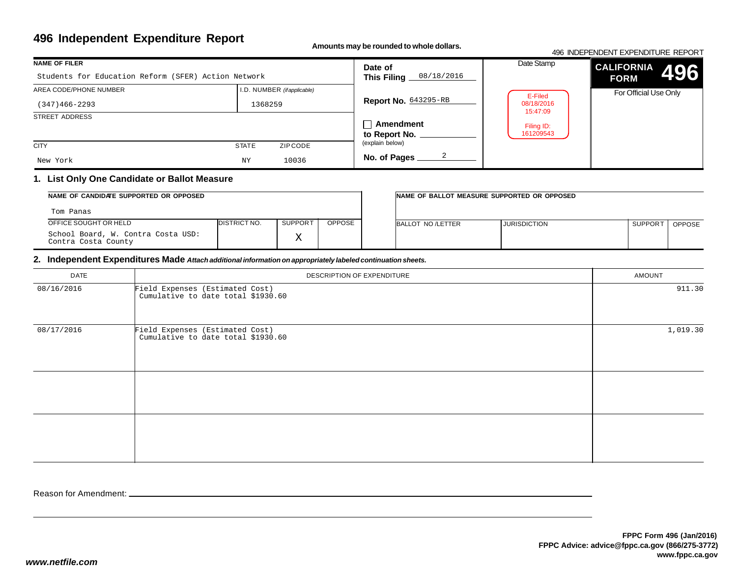# 496 Independent Expenditure Report

**Amounts may be rounded to whole dollars.**

496 INDEPENDENT EXPENDITURE REPORT

| NAME OF FILER | | | |
|---|---|---|---|
| Students for Education Reform (SFER) Action Network | | | |
| AREA CODE/PHONE NUMBER | I.D. NUMBER *(if applicable)* | | |
| (347)466-2293 | 1368259 | | |
| STREET ADDRESS | | | |
| | | | |
| CITY | STATE | ZIP CODE | |
| New York | NY | 10036 | |

**Date of This Filing** 08/18/2016

**Report No.** 643295-RB

☐ **Amendment to Report No.** ______ (explain below)

**No. of Pages** 2

Date Stamp

E-Filed
08/18/2016
15:47:09

Filing ID:
161209543

**CALIFORNIA FORM 496**

For Official Use Only

## 1. List Only One Candidate or Ballot Measure

| NAME OF CANDIDATE SUPPORTED OR OPPOSED | | | |
|---|---|---|---|
| Tom Panas | | | |
| OFFICE SOUGHT OR HELD | DISTRICT NO. | SUPPORT | OPPOSE |
| School Board, W. Contra Costa USD: Contra Costa County | | X | |

| NAME OF BALLOT MEASURE SUPPORTED OR OPPOSED | | | |
|---|---|---|---|
| | | | |
| BALLOT NO./LETTER | JURISDICTION | SUPPORT | OPPOSE |
| | | | |

## 2. Independent Expenditures Made *Attach additional information on appropriately labeled continuation sheets.*

| DATE | DESCRIPTION OF EXPENDITURE | AMOUNT |
|---|---|---|
| 08/16/2016 | Field Expenses (Estimated Cost) Cumulative to date total $1930.60 | 911.30 |
| 08/17/2016 | Field Expenses (Estimated Cost) Cumulative to date total $1930.60 | 1,019.30 |
| | | |
| | | |

Reason for Amendment: ______

FPPC Form 496 (Jan/2016)
FPPC Advice: advice@fppc.ca.gov (866/275-3772)
www.fppc.ca.gov

*www.netfile.com*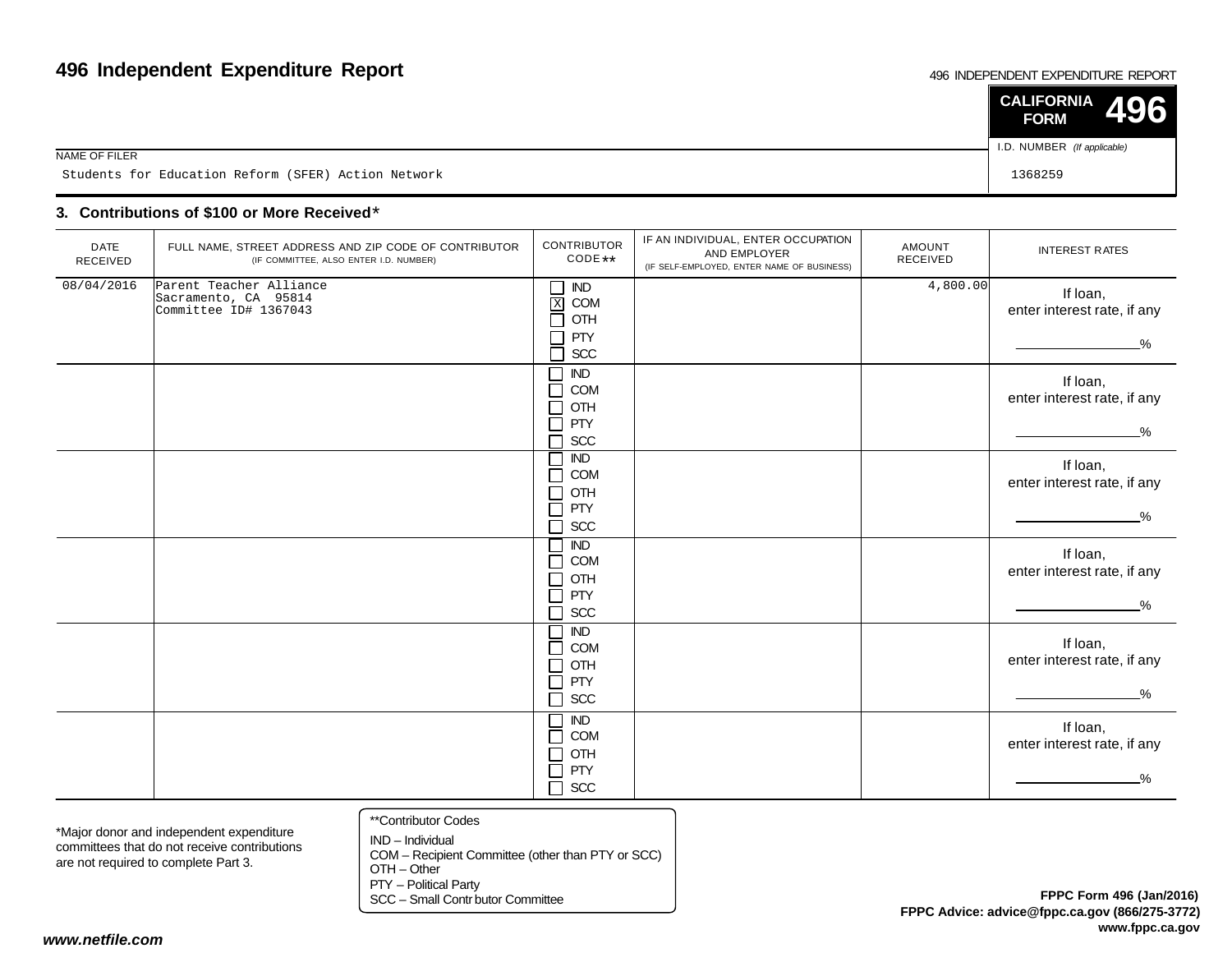# 496 Independent Expenditure Report

496 INDEPENDENT EXPENDITURE REPORT

**CALIFORNIA FORM 496**

| NAME OF FILER | I.D. NUMBER *(If applicable)* |
|---|---|
| Students for Education Reform (SFER) Action Network | 1368259 |

## 3. Contributions of $100 or More Received*

| DATE RECEIVED | FULL NAME, STREET ADDRESS AND ZIP CODE OF CONTRIBUTOR (IF COMMITTEE, ALSO ENTER I.D. NUMBER) | CONTRIBUTOR CODE** | IF AN INDIVIDUAL, ENTER OCCUPATION AND EMPLOYER (IF SELF-EMPLOYED, ENTER NAME OF BUSINESS) | AMOUNT RECEIVED | INTEREST RATES |
|---|---|---|---|---|---|
| 08/04/2016 | Parent Teacher Alliance<br>Sacramento, CA 95814<br>Committee ID# 1367043 | ☐ IND<br>☒ COM<br>☐ OTH<br>☐ PTY<br>☐ SCC | | 4,800.00 | If loan, enter interest rate, if any ______% |
| | | ☐ IND<br>☐ COM<br>☐ OTH<br>☐ PTY<br>☐ SCC | | | If loan, enter interest rate, if any ______% |
| | | ☐ IND<br>☐ COM<br>☐ OTH<br>☐ PTY<br>☐ SCC | | | If loan, enter interest rate, if any ______% |
| | | ☐ IND<br>☐ COM<br>☐ OTH<br>☐ PTY<br>☐ SCC | | | If loan, enter interest rate, if any ______% |
| | | ☐ IND<br>☐ COM<br>☐ OTH<br>☐ PTY<br>☐ SCC | | | If loan, enter interest rate, if any ______% |
| | | ☐ IND<br>☐ COM<br>☐ OTH<br>☐ PTY<br>☐ SCC | | | If loan, enter interest rate, if any ______% |

*Major donor and independent expenditure committees that do not receive contributions are not required to complete Part 3.

**Contributor Codes
IND – Individual
COM – Recipient Committee (other than PTY or SCC)
OTH – Other
PTY – Political Party
SCC – Small Contributor Committee

**FPPC Form 496 (Jan/2016)**
**FPPC Advice: advice@fppc.ca.gov (866/275-3772)**
**www.fppc.ca.gov**

***www.netfile.com***